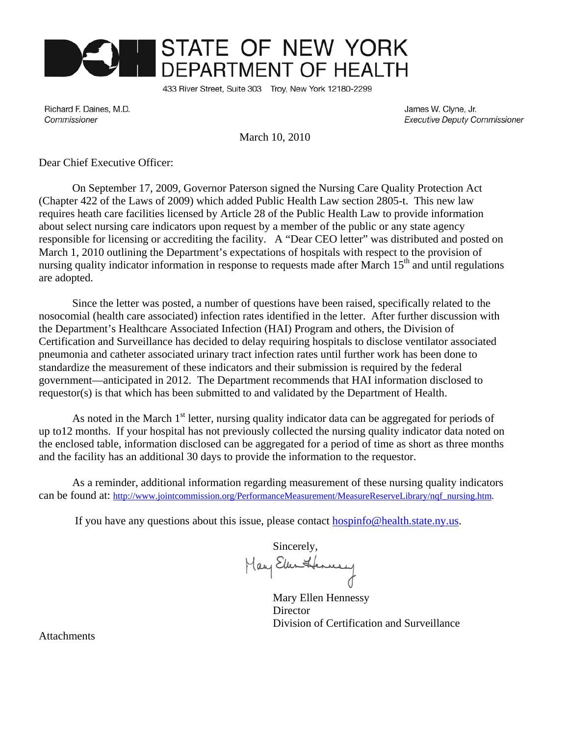# STATE OF NEW YORK DEPARTMENT OF HEALTH

433 River Street, Suite 303 Troy, New York 12180-2299

Richard F. Daines, M.D.
*Commissioner*

James W. Clyne, Jr.
*Executive Deputy Commissioner*

March 10, 2010

Dear Chief Executive Officer:

On September 17, 2009, Governor Paterson signed the Nursing Care Quality Protection Act (Chapter 422 of the Laws of 2009) which added Public Health Law section 2805-t. This new law requires heath care facilities licensed by Article 28 of the Public Health Law to provide information about select nursing care indicators upon request by a member of the public or any state agency responsible for licensing or accrediting the facility. A "Dear CEO letter" was distributed and posted on March 1, 2010 outlining the Department's expectations of hospitals with respect to the provision of nursing quality indicator information in response to requests made after March 15th and until regulations are adopted.

Since the letter was posted, a number of questions have been raised, specifically related to the nosocomial (health care associated) infection rates identified in the letter. After further discussion with the Department's Healthcare Associated Infection (HAI) Program and others, the Division of Certification and Surveillance has decided to delay requiring hospitals to disclose ventilator associated pneumonia and catheter associated urinary tract infection rates until further work has been done to standardize the measurement of these indicators and their submission is required by the federal government—anticipated in 2012. The Department recommends that HAI information disclosed to requestor(s) is that which has been submitted to and validated by the Department of Health.

As noted in the March 1st letter, nursing quality indicator data can be aggregated for periods of up to12 months. If your hospital has not previously collected the nursing quality indicator data noted on the enclosed table, information disclosed can be aggregated for a period of time as short as three months and the facility has an additional 30 days to provide the information to the requestor.

As a reminder, additional information regarding measurement of these nursing quality indicators can be found at: http://www.jointcommission.org/PerformanceMeasurement/MeasureReserveLibrary/nqf_nursing.htm.

If you have any questions about this issue, please contact hospinfo@health.state.ny.us.

Sincerely,

Mary Ellen Hennessy
Director
Division of Certification and Surveillance

Attachments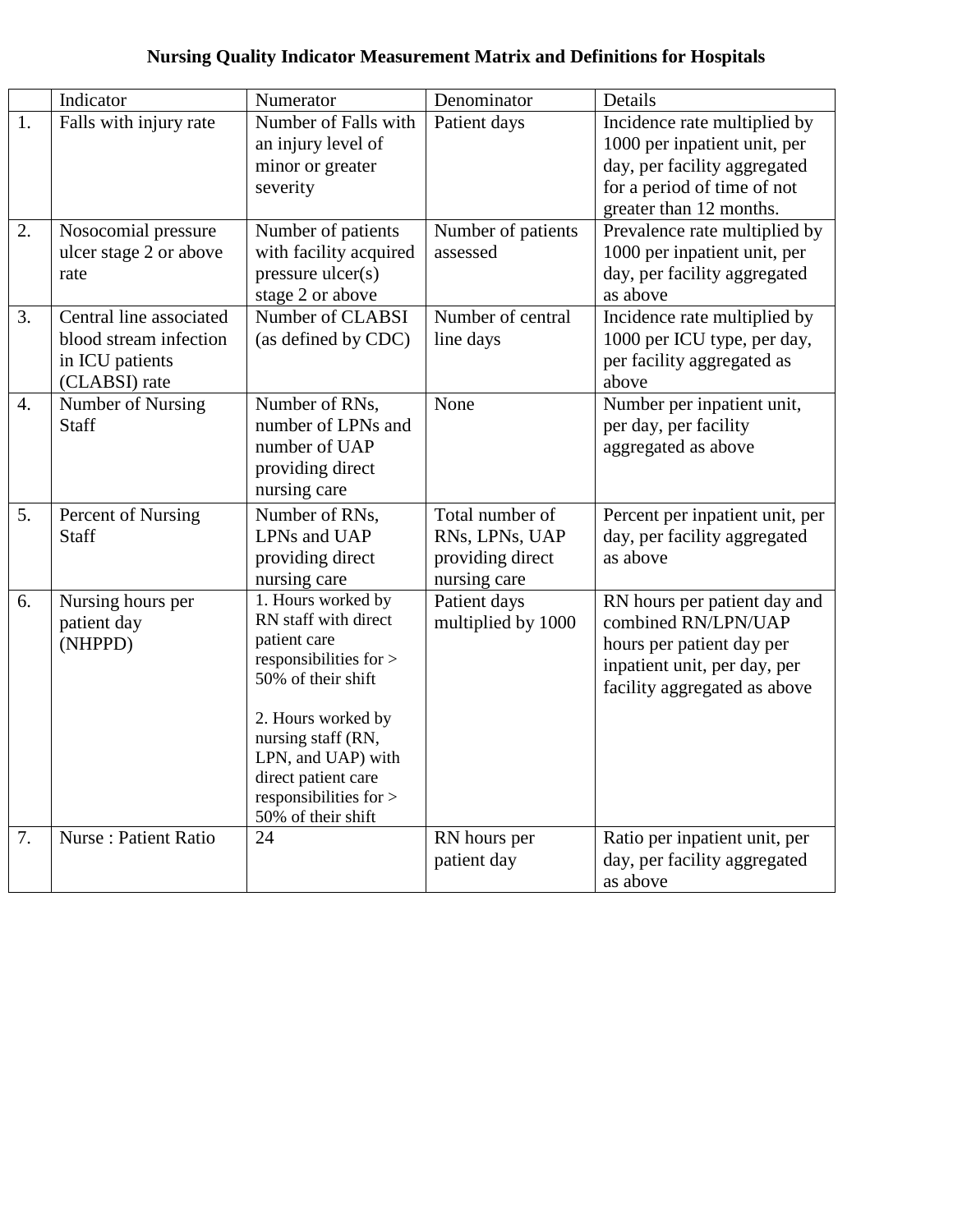**Nursing Quality Indicator Measurement Matrix and Definitions for Hospitals**

| | Indicator | Numerator | Denominator | Details |
|---|---|---|---|---|
| 1. | Falls with injury rate | Number of Falls with an injury level of minor or greater severity | Patient days | Incidence rate multiplied by 1000 per inpatient unit, per day, per facility aggregated for a period of time of not greater than 12 months. |
| 2. | Nosocomial pressure ulcer stage 2 or above rate | Number of patients with facility acquired pressure ulcer(s) stage 2 or above | Number of patients assessed | Prevalence rate multiplied by 1000 per inpatient unit, per day, per facility aggregated as above |
| 3. | Central line associated blood stream infection in ICU patients (CLABSI) rate | Number of CLABSI (as defined by CDC) | Number of central line days | Incidence rate multiplied by 1000 per ICU type, per day, per facility aggregated as above |
| 4. | Number of Nursing Staff | Number of RNs, number of LPNs and number of UAP providing direct nursing care | None | Number per inpatient unit, per day, per facility aggregated as above |
| 5. | Percent of Nursing Staff | Number of RNs, LPNs and UAP providing direct nursing care | Total number of RNs, LPNs, UAP providing direct nursing care | Percent per inpatient unit, per day, per facility aggregated as above |
| 6. | Nursing hours per patient day (NHPPD) | 1. Hours worked by RN staff with direct patient care responsibilities for > 50% of their shift<br><br>2. Hours worked by nursing staff (RN, LPN, and UAP) with direct patient care responsibilities for > 50% of their shift | Patient days multiplied by 1000 | RN hours per patient day and combined RN/LPN/UAP hours per patient day per inpatient unit, per day, per facility aggregated as above |
| 7. | Nurse : Patient Ratio | 24 | RN hours per patient day | Ratio per inpatient unit, per day, per facility aggregated as above |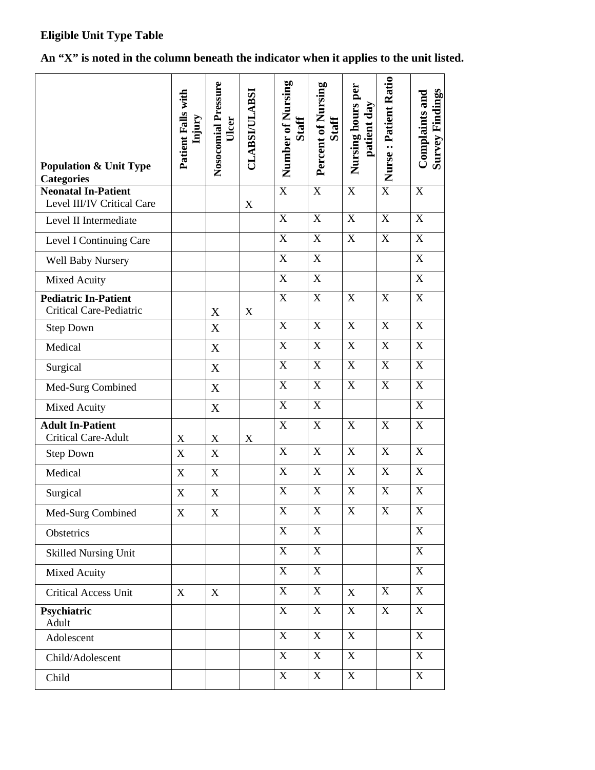**Eligible Unit Type Table**

**An "X" is noted in the column beneath the indicator when it applies to the unit listed.**

| Population & Unit Type Categories | Patient Falls with Injury | Nosocomial Pressure Ulcer | CLABSI/ULABSI | Number of Nursing Staff | Percent of Nursing Staff | Nursing hours per patient day | Nurse : Patient Ratio | Complaints and Survey Findings |
|---|---|---|---|---|---|---|---|---|
| **Neonatal In-Patient** Level III/IV Critical Care | | | X | X | X | X | X | X |
| Level II Intermediate | | | | X | X | X | X | X |
| Level I Continuing Care | | | | X | X | X | X | X |
| Well Baby Nursery | | | | X | X | | | X |
| Mixed Acuity | | | | X | X | | | X |
| **Pediatric In-Patient** Critical Care-Pediatric | | X | X | X | X | X | X | X |
| Step Down | | X | | X | X | X | X | X |
| Medical | | X | | X | X | X | X | X |
| Surgical | | X | | X | X | X | X | X |
| Med-Surg Combined | | X | | X | X | X | X | X |
| Mixed Acuity | | X | | X | X | | | X |
| **Adult In-Patient** Critical Care-Adult | X | X | X | X | X | X | X | X |
| Step Down | X | X | | X | X | X | X | X |
| Medical | X | X | | X | X | X | X | X |
| Surgical | X | X | | X | X | X | X | X |
| Med-Surg Combined | X | X | | X | X | X | X | X |
| Obstetrics | | | | X | X | | | X |
| Skilled Nursing Unit | | | | X | X | | | X |
| Mixed Acuity | | | | X | X | | | X |
| Critical Access Unit | X | X | | X | X | X | X | X |
| **Psychiatric** Adult | | | | X | X | X | X | X |
| Adolescent | | | | X | X | X | | X |
| Child/Adolescent | | | | X | X | X | | X |
| Child | | | | X | X | X | | X |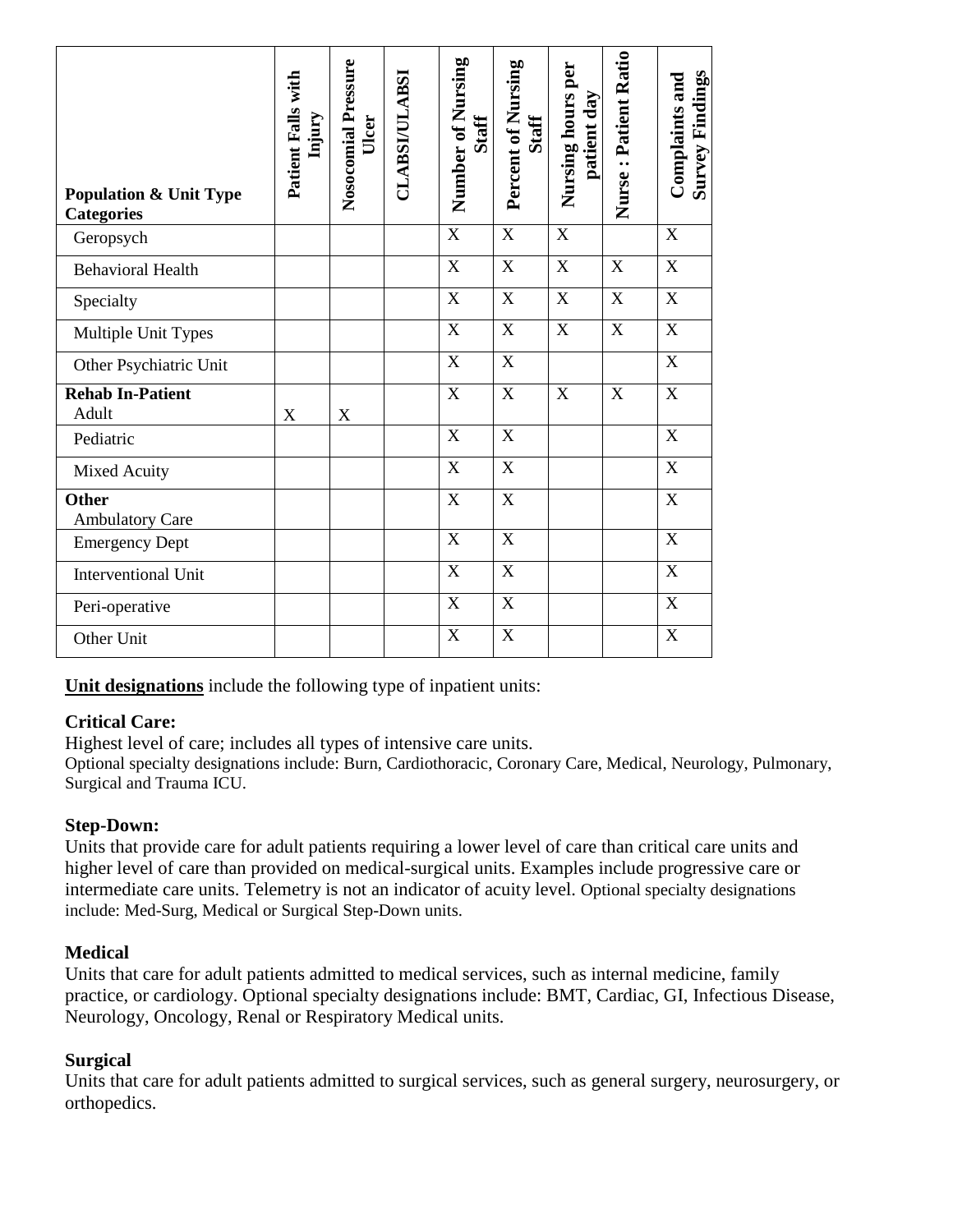| Population & Unit Type Categories | Patient Falls with Injury | Nosocomial Pressure Ulcer | CLABSI/ULABSI | Number of Nursing Staff | Percent of Nursing Staff | Nursing hours per patient day | Nurse : Patient Ratio | Complaints and Survey Findings |
|---|---|---|---|---|---|---|---|---|
| Geropsych | | | | X | X | X | | X |
| Behavioral Health | | | | X | X | X | X | X |
| Specialty | | | | X | X | X | X | X |
| Multiple Unit Types | | | | X | X | X | X | X |
| Other Psychiatric Unit | | | | X | X | | | X |
| **Rehab In-Patient** Adult | X | X | | X | X | X | X | X |
| Pediatric | | | | X | X | | | X |
| Mixed Acuity | | | | X | X | | | X |
| **Other** Ambulatory Care | | | | X | X | | | X |
| Emergency Dept | | | | X | X | | | X |
| Interventional Unit | | | | X | X | | | X |
| Peri-operative | | | | X | X | | | X |
| Other Unit | | | | X | X | | | X |

**Unit designations** include the following type of inpatient units:

**Critical Care:**
Highest level of care; includes all types of intensive care units.
Optional specialty designations include: Burn, Cardiothoracic, Coronary Care, Medical, Neurology, Pulmonary, Surgical and Trauma ICU.

**Step-Down:**
Units that provide care for adult patients requiring a lower level of care than critical care units and higher level of care than provided on medical-surgical units. Examples include progressive care or intermediate care units. Telemetry is not an indicator of acuity level. Optional specialty designations include: Med-Surg, Medical or Surgical Step-Down units.

**Medical**
Units that care for adult patients admitted to medical services, such as internal medicine, family practice, or cardiology. Optional specialty designations include: BMT, Cardiac, GI, Infectious Disease, Neurology, Oncology, Renal or Respiratory Medical units.

**Surgical**
Units that care for adult patients admitted to surgical services, such as general surgery, neurosurgery, or orthopedics.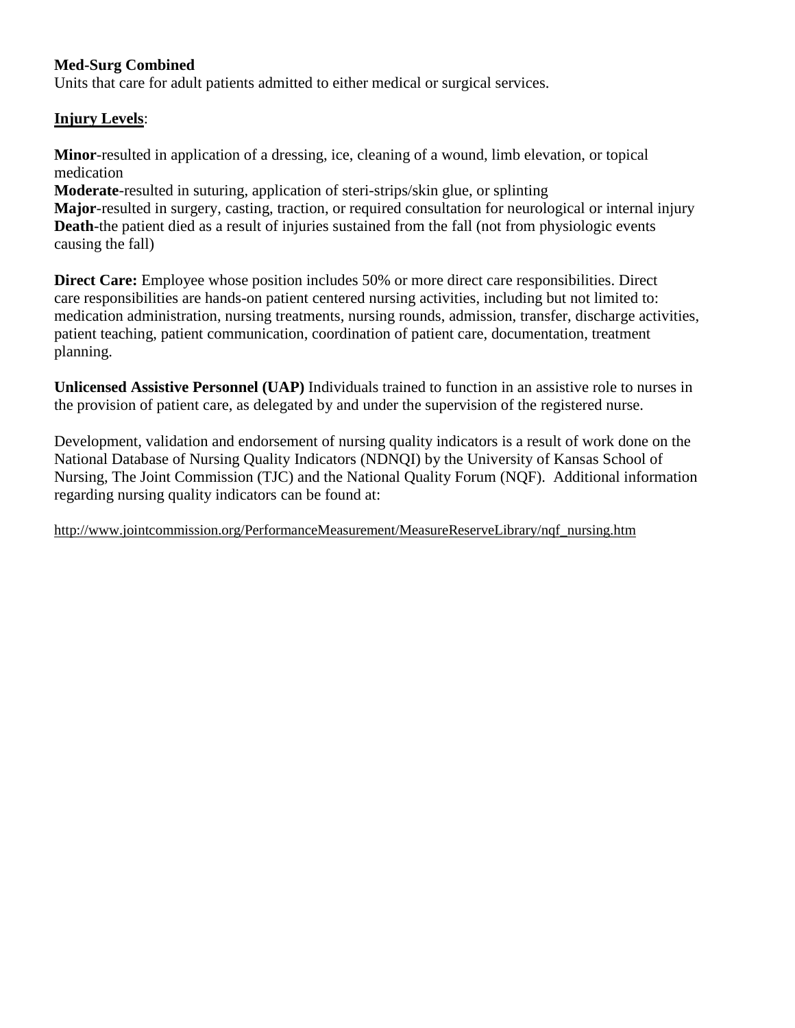**Med-Surg Combined**
Units that care for adult patients admitted to either medical or surgical services.

**Injury Levels**:

**Minor**-resulted in application of a dressing, ice, cleaning of a wound, limb elevation, or topical medication
**Moderate**-resulted in suturing, application of steri-strips/skin glue, or splinting
**Major**-resulted in surgery, casting, traction, or required consultation for neurological or internal injury
**Death**-the patient died as a result of injuries sustained from the fall (not from physiologic events causing the fall)

**Direct Care:** Employee whose position includes 50% or more direct care responsibilities. Direct care responsibilities are hands-on patient centered nursing activities, including but not limited to: medication administration, nursing treatments, nursing rounds, admission, transfer, discharge activities, patient teaching, patient communication, coordination of patient care, documentation, treatment planning.

**Unlicensed Assistive Personnel (UAP)** Individuals trained to function in an assistive role to nurses in the provision of patient care, as delegated by and under the supervision of the registered nurse.

Development, validation and endorsement of nursing quality indicators is a result of work done on the National Database of Nursing Quality Indicators (NDNQI) by the University of Kansas School of Nursing, The Joint Commission (TJC) and the National Quality Forum (NQF). Additional information regarding nursing quality indicators can be found at:

http://www.jointcommission.org/PerformanceMeasurement/MeasureReserveLibrary/nqf_nursing.htm